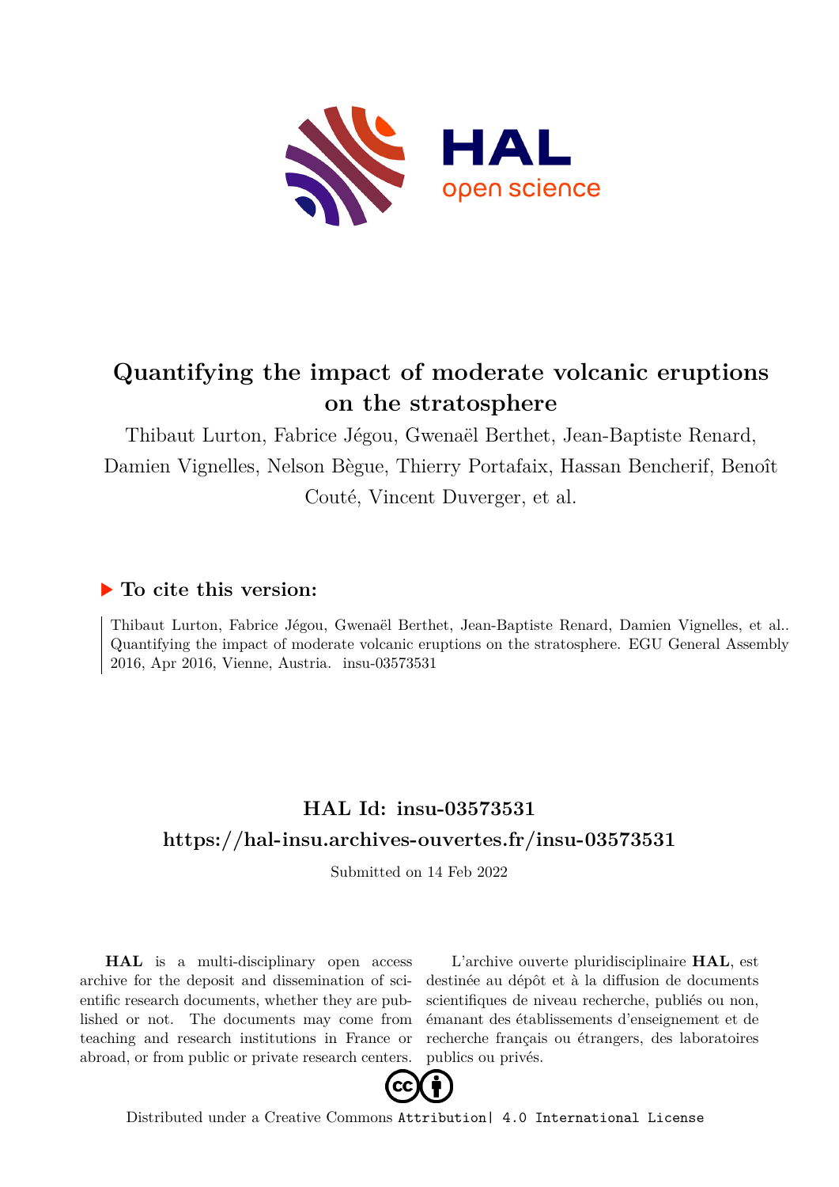# Quantifying the impact of moderate volcanic eruptions on the stratosphere

Thibaut Lurton, Fabrice Jégou, Gwenaël Berthet, Jean-Baptiste Renard, Damien Vignelles, Nelson Bègue, Thierry Portafaix, Hassan Bencherif, Benoît Couté, Vincent Duverger, et al.

## ▶ To cite this version:

Thibaut Lurton, Fabrice Jégou, Gwenaël Berthet, Jean-Baptiste Renard, Damien Vignelles, et al.. Quantifying the impact of moderate volcanic eruptions on the stratosphere. EGU General Assembly 2016, Apr 2016, Vienne, Austria. insu-03573531

## HAL Id: insu-03573531

## https://hal-insu.archives-ouvertes.fr/insu-03573531

Submitted on 14 Feb 2022

**HAL** is a multi-disciplinary open access archive for the deposit and dissemination of scientific research documents, whether they are published or not. The documents may come from teaching and research institutions in France or abroad, or from public or private research centers.

L'archive ouverte pluridisciplinaire **HAL**, est destinée au dépôt et à la diffusion de documents scientifiques de niveau recherche, publiés ou non, émanant des établissements d'enseignement et de recherche français ou étrangers, des laboratoires publics ou privés.

Distributed under a Creative Commons Attribution| 4.0 International License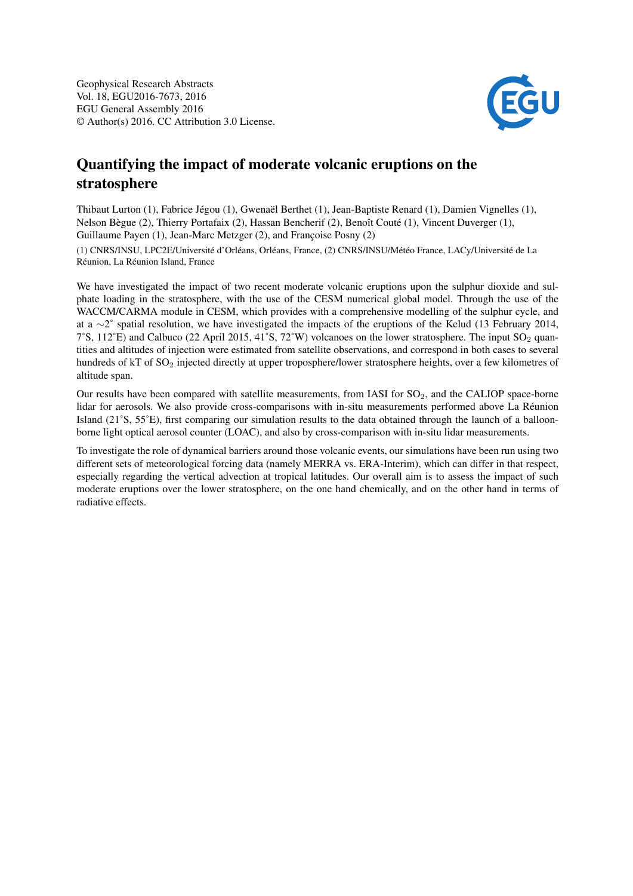Geophysical Research Abstracts
Vol. 18, EGU2016-7673, 2016
EGU General Assembly 2016
© Author(s) 2016. CC Attribution 3.0 License.

# Quantifying the impact of moderate volcanic eruptions on the stratosphere

Thibaut Lurton (1), Fabrice Jégou (1), Gwenaël Berthet (1), Jean-Baptiste Renard (1), Damien Vignelles (1), Nelson Bègue (2), Thierry Portafaix (2), Hassan Bencherif (2), Benoît Couté (1), Vincent Duverger (1), Guillaume Payen (1), Jean-Marc Metzger (2), and Françoise Posny (2)

(1) CNRS/INSU, LPC2E/Université d'Orléans, Orléans, France, (2) CNRS/INSU/Météo France, LACy/Université de La Réunion, La Réunion Island, France

We have investigated the impact of two recent moderate volcanic eruptions upon the sulphur dioxide and sulphate loading in the stratosphere, with the use of the CESM numerical global model. Through the use of the WACCM/CARMA module in CESM, which provides with a comprehensive modelling of the sulphur cycle, and at a $\sim 2^{\circ}$ spatial resolution, we have investigated the impacts of the eruptions of the Kelud (13 February 2014, 7°S, 112°E) and Calbuco (22 April 2015, 41°S, 72°W) volcanoes on the lower stratosphere. The input $SO_2$ quantities and altitudes of injection were estimated from satellite observations, and correspond in both cases to several hundreds of kT of $SO_2$ injected directly at upper troposphere/lower stratosphere heights, over a few kilometres of altitude span.

Our results have been compared with satellite measurements, from IASI for $SO_2$, and the CALIOP space-borne lidar for aerosols. We also provide cross-comparisons with in-situ measurements performed above La Réunion Island (21°S, 55°E), first comparing our simulation results to the data obtained through the launch of a balloon-borne light optical aerosol counter (LOAC), and also by cross-comparison with in-situ lidar measurements.

To investigate the role of dynamical barriers around those volcanic events, our simulations have been run using two different sets of meteorological forcing data (namely MERRA vs. ERA-Interim), which can differ in that respect, especially regarding the vertical advection at tropical latitudes. Our overall aim is to assess the impact of such moderate eruptions over the lower stratosphere, on the one hand chemically, and on the other hand in terms of radiative effects.